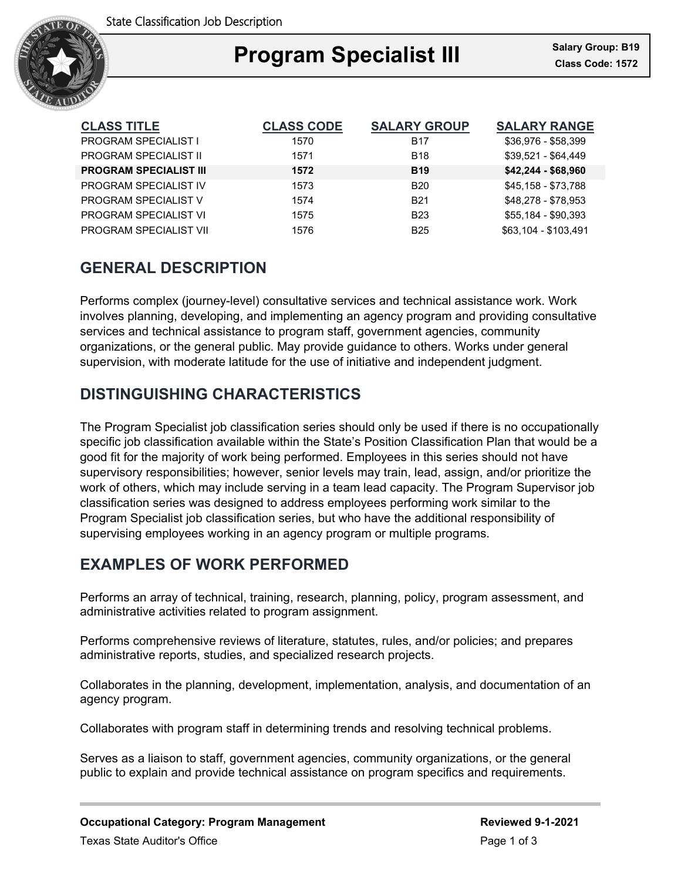State Classification Job Description

# Program Specialist III

**Salary Group: B19**
**Class Code: 1572**

| CLASS TITLE | CLASS CODE | SALARY GROUP | SALARY RANGE |
|---|---|---|---|
| PROGRAM SPECIALIST I | 1570 | B17 | $36,976 - $58,399 |
| PROGRAM SPECIALIST II | 1571 | B18 | $39,521 - $64,449 |
| **PROGRAM SPECIALIST III** | **1572** | **B19** | **$42,244 - $68,960** |
| PROGRAM SPECIALIST IV | 1573 | B20 | $45,158 - $73,788 |
| PROGRAM SPECIALIST V | 1574 | B21 | $48,278 - $78,953 |
| PROGRAM SPECIALIST VI | 1575 | B23 | $55,184 - $90,393 |
| PROGRAM SPECIALIST VII | 1576 | B25 | $63,104 - $103,491 |

## GENERAL DESCRIPTION

Performs complex (journey-level) consultative services and technical assistance work. Work involves planning, developing, and implementing an agency program and providing consultative services and technical assistance to program staff, government agencies, community organizations, or the general public. May provide guidance to others. Works under general supervision, with moderate latitude for the use of initiative and independent judgment.

## DISTINGUISHING CHARACTERISTICS

The Program Specialist job classification series should only be used if there is no occupationally specific job classification available within the State's Position Classification Plan that would be a good fit for the majority of work being performed. Employees in this series should not have supervisory responsibilities; however, senior levels may train, lead, assign, and/or prioritize the work of others, which may include serving in a team lead capacity. The Program Supervisor job classification series was designed to address employees performing work similar to the Program Specialist job classification series, but who have the additional responsibility of supervising employees working in an agency program or multiple programs.

## EXAMPLES OF WORK PERFORMED

Performs an array of technical, training, research, planning, policy, program assessment, and administrative activities related to program assignment.

Performs comprehensive reviews of literature, statutes, rules, and/or policies; and prepares administrative reports, studies, and specialized research projects.

Collaborates in the planning, development, implementation, analysis, and documentation of an agency program.

Collaborates with program staff in determining trends and resolving technical problems.

Serves as a liaison to staff, government agencies, community organizations, or the general public to explain and provide technical assistance on program specifics and requirements.

**Occupational Category: Program Management** **Reviewed 9-1-2021**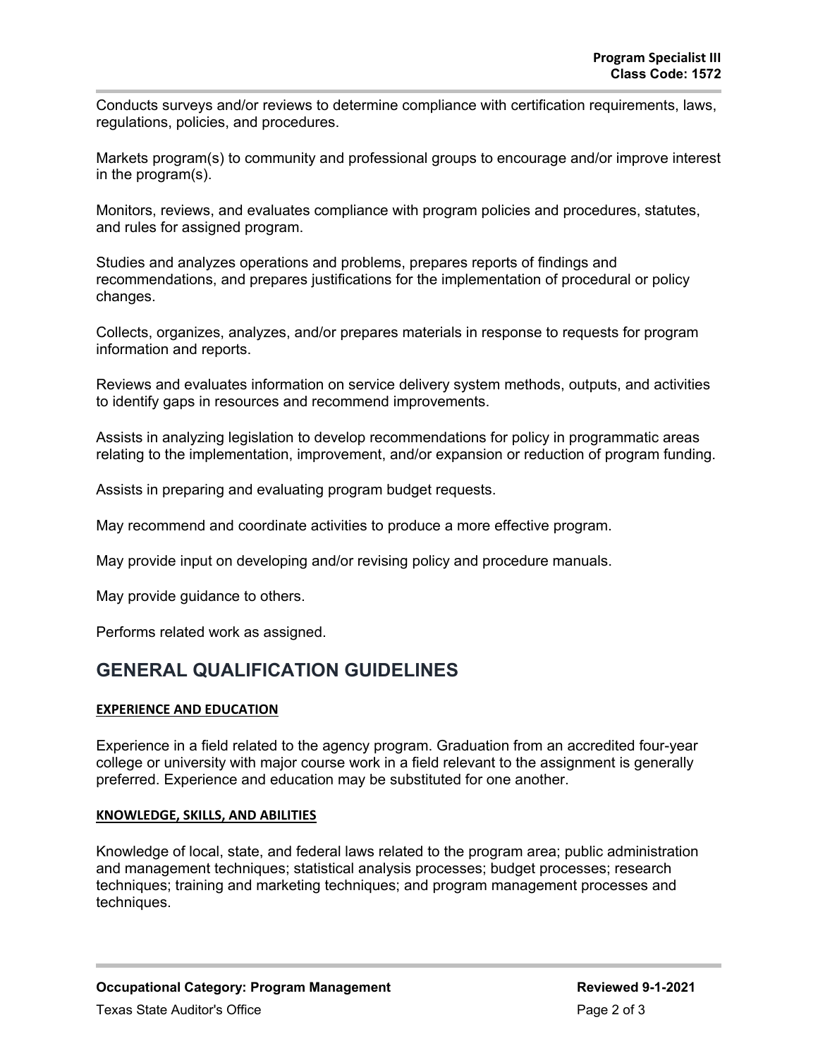Conducts surveys and/or reviews to determine compliance with certification requirements, laws, regulations, policies, and procedures.

Markets program(s) to community and professional groups to encourage and/or improve interest in the program(s).

Monitors, reviews, and evaluates compliance with program policies and procedures, statutes, and rules for assigned program.

Studies and analyzes operations and problems, prepares reports of findings and recommendations, and prepares justifications for the implementation of procedural or policy changes.

Collects, organizes, analyzes, and/or prepares materials in response to requests for program information and reports.

Reviews and evaluates information on service delivery system methods, outputs, and activities to identify gaps in resources and recommend improvements.

Assists in analyzing legislation to develop recommendations for policy in programmatic areas relating to the implementation, improvement, and/or expansion or reduction of program funding.

Assists in preparing and evaluating program budget requests.

May recommend and coordinate activities to produce a more effective program.

May provide input on developing and/or revising policy and procedure manuals.

May provide guidance to others.

Performs related work as assigned.

## GENERAL QUALIFICATION GUIDELINES

### EXPERIENCE AND EDUCATION

Experience in a field related to the agency program. Graduation from an accredited four-year college or university with major course work in a field relevant to the assignment is generally preferred. Experience and education may be substituted for one another.

### KNOWLEDGE, SKILLS, AND ABILITIES

Knowledge of local, state, and federal laws related to the program area; public administration and management techniques; statistical analysis processes; budget processes; research techniques; training and marketing techniques; and program management processes and techniques.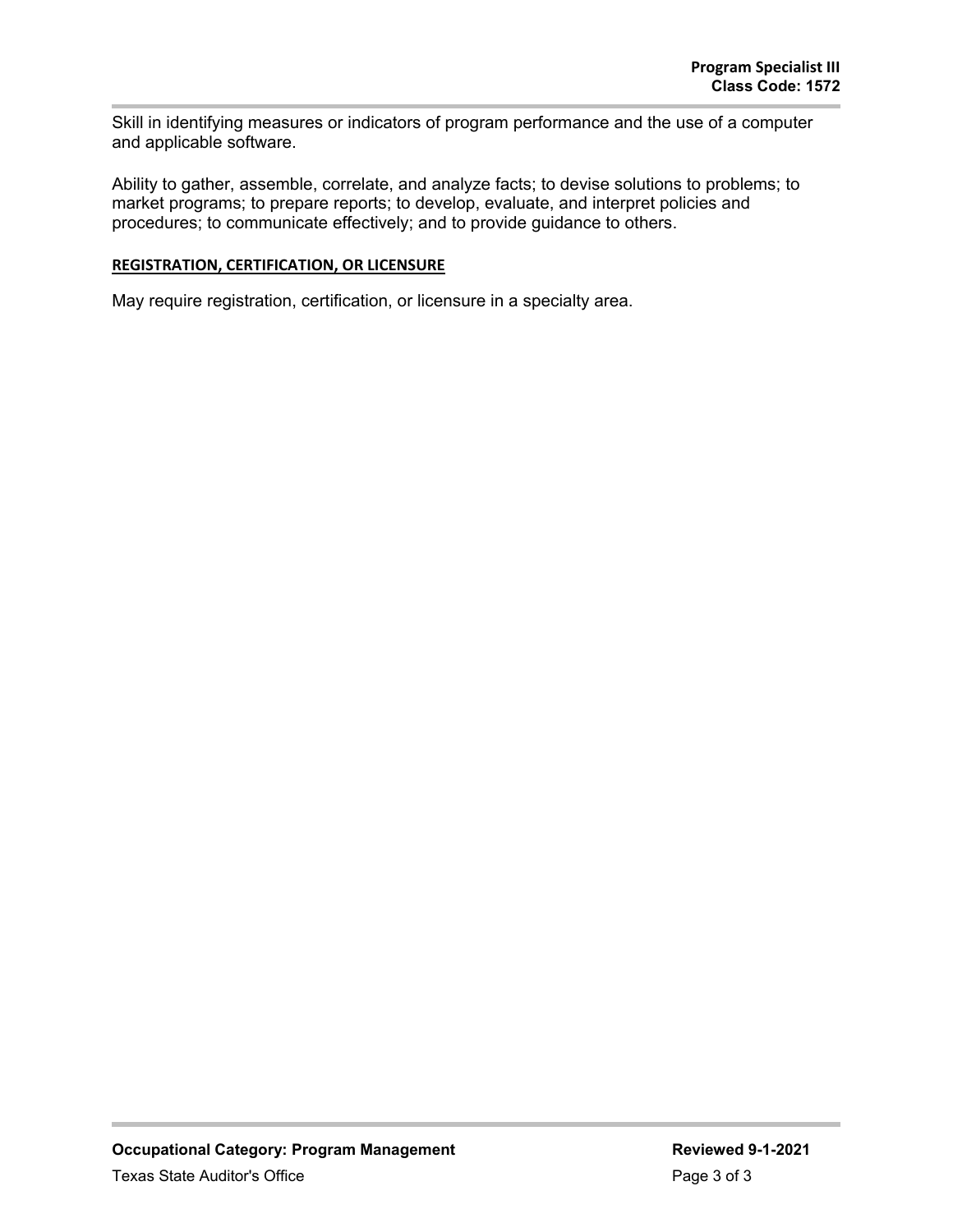Skill in identifying measures or indicators of program performance and the use of a computer and applicable software.

Ability to gather, assemble, correlate, and analyze facts; to devise solutions to problems; to market programs; to prepare reports; to develop, evaluate, and interpret policies and procedures; to communicate effectively; and to provide guidance to others.

## REGISTRATION, CERTIFICATION, OR LICENSURE

May require registration, certification, or licensure in a specialty area.